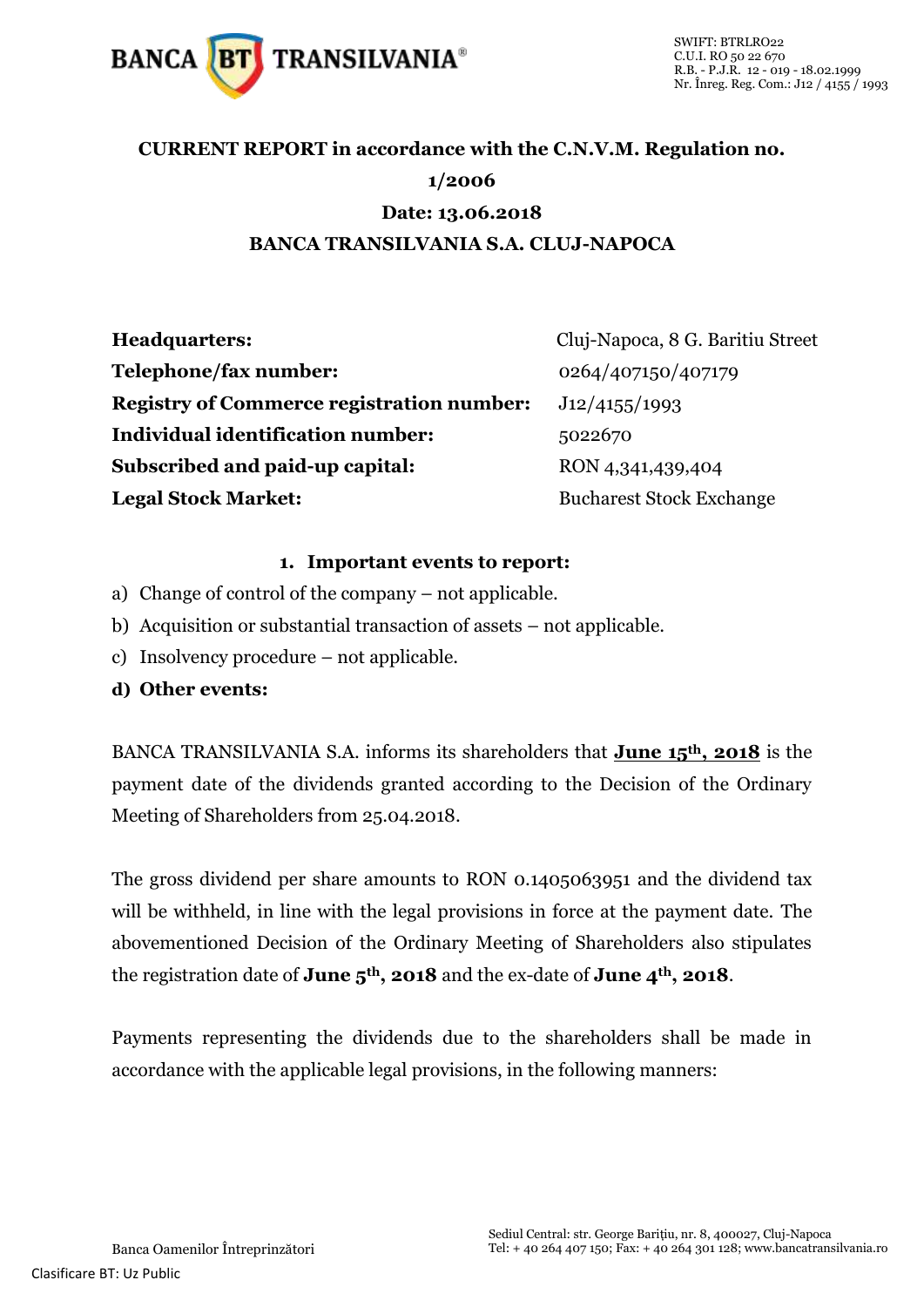**CURRENT REPORT in accordance with the C.N.V.M. Regulation no. 1/2006**

**Date: 13.06.2018**

**BANCA TRANSILVANIA S.A. CLUJ-NAPOCA**

| | |
|---|---|
| **Headquarters:** | Cluj-Napoca, 8 G. Baritiu Street |
| **Telephone/fax number:** | 0264/407150/407179 |
| **Registry of Commerce registration number:** | J12/4155/1993 |
| **Individual identification number:** | 5022670 |
| **Subscribed and paid-up capital:** | RON 4,341,439,404 |
| **Legal Stock Market:** | Bucharest Stock Exchange |

**1. Important events to report:**

a) Change of control of the company – not applicable.

b) Acquisition or substantial transaction of assets – not applicable.

c) Insolvency procedure – not applicable.

**d) Other events:**

BANCA TRANSILVANIA S.A. informs its shareholders that **June 15th, 2018** is the payment date of the dividends granted according to the Decision of the Ordinary Meeting of Shareholders from 25.04.2018.

The gross dividend per share amounts to RON 0.1405063951 and the dividend tax will be withheld, in line with the legal provisions in force at the payment date. The abovementioned Decision of the Ordinary Meeting of Shareholders also stipulates the registration date of **June 5th, 2018** and the ex-date of **June 4th, 2018**.

Payments representing the dividends due to the shareholders shall be made in accordance with the applicable legal provisions, in the following manners: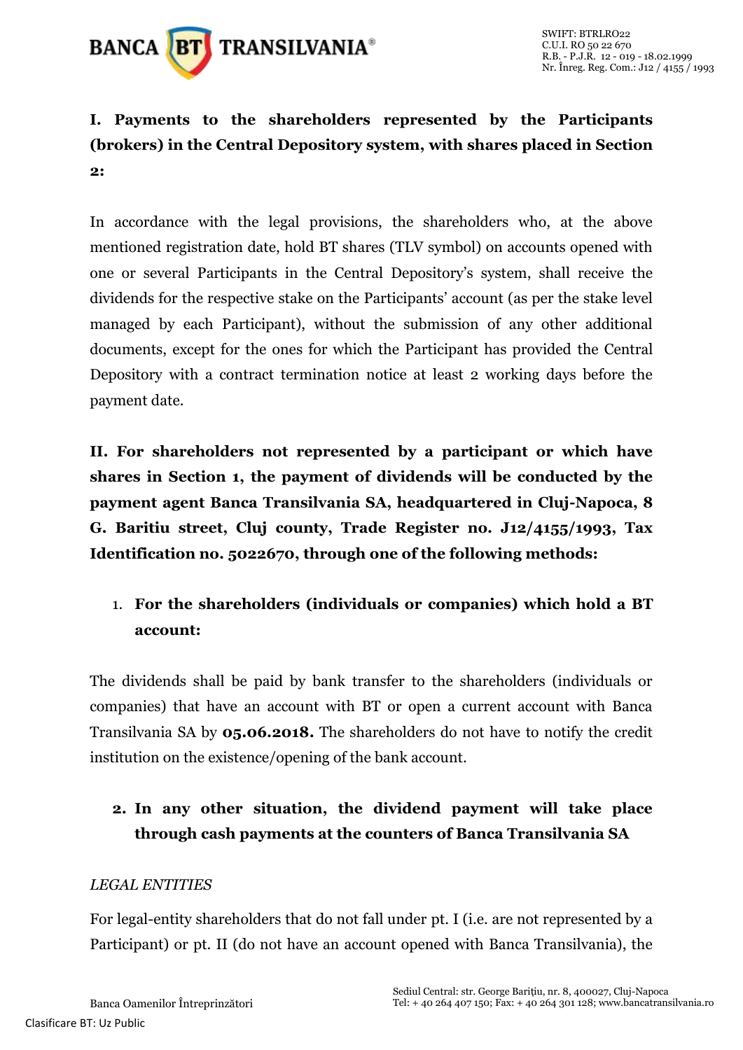**I. Payments to the shareholders represented by the Participants (brokers) in the Central Depository system, with shares placed in Section 2:**

In accordance with the legal provisions, the shareholders who, at the above mentioned registration date, hold BT shares (TLV symbol) on accounts opened with one or several Participants in the Central Depository's system, shall receive the dividends for the respective stake on the Participants' account (as per the stake level managed by each Participant), without the submission of any other additional documents, except for the ones for which the Participant has provided the Central Depository with a contract termination notice at least 2 working days before the payment date.

**II. For shareholders not represented by a participant or which have shares in Section 1, the payment of dividends will be conducted by the payment agent Banca Transilvania SA, headquartered in Cluj-Napoca, 8 G. Baritiu street, Cluj county, Trade Register no. J12/4155/1993, Tax Identification no. 5022670, through one of the following methods:**

1. **For the shareholders (individuals or companies) which hold a BT account:**

The dividends shall be paid by bank transfer to the shareholders (individuals or companies) that have an account with BT or open a current account with Banca Transilvania SA by **05.06.2018.** The shareholders do not have to notify the credit institution on the existence/opening of the bank account.

2. **In any other situation, the dividend payment will take place through cash payments at the counters of Banca Transilvania SA**

*LEGAL ENTITIES*

For legal-entity shareholders that do not fall under pt. I (i.e. are not represented by a Participant) or pt. II (do not have an account opened with Banca Transilvania), the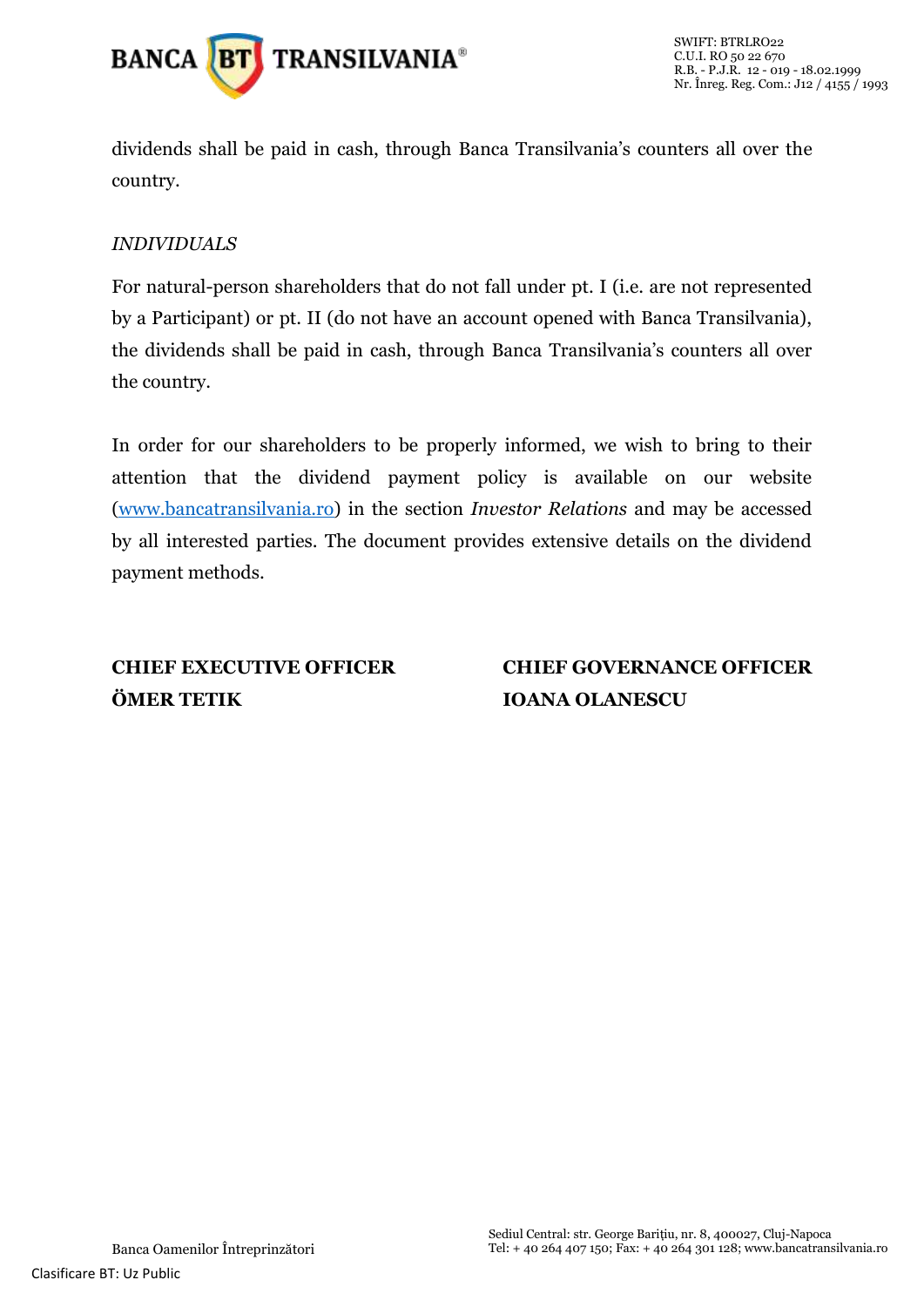dividends shall be paid in cash, through Banca Transilvania's counters all over the country.

*INDIVIDUALS*

For natural-person shareholders that do not fall under pt. I (i.e. are not represented by a Participant) or pt. II (do not have an account opened with Banca Transilvania), the dividends shall be paid in cash, through Banca Transilvania's counters all over the country.

In order for our shareholders to be properly informed, we wish to bring to their attention that the dividend payment policy is available on our website ([www.bancatransilvania.ro](http://www.bancatransilvania.ro)) in the section *Investor Relations* and may be accessed by all interested parties. The document provides extensive details on the dividend payment methods.

**CHIEF EXECUTIVE OFFICER**
**ÖMER TETIK**

**CHIEF GOVERNANCE OFFICER**
**IOANA OLANESCU**